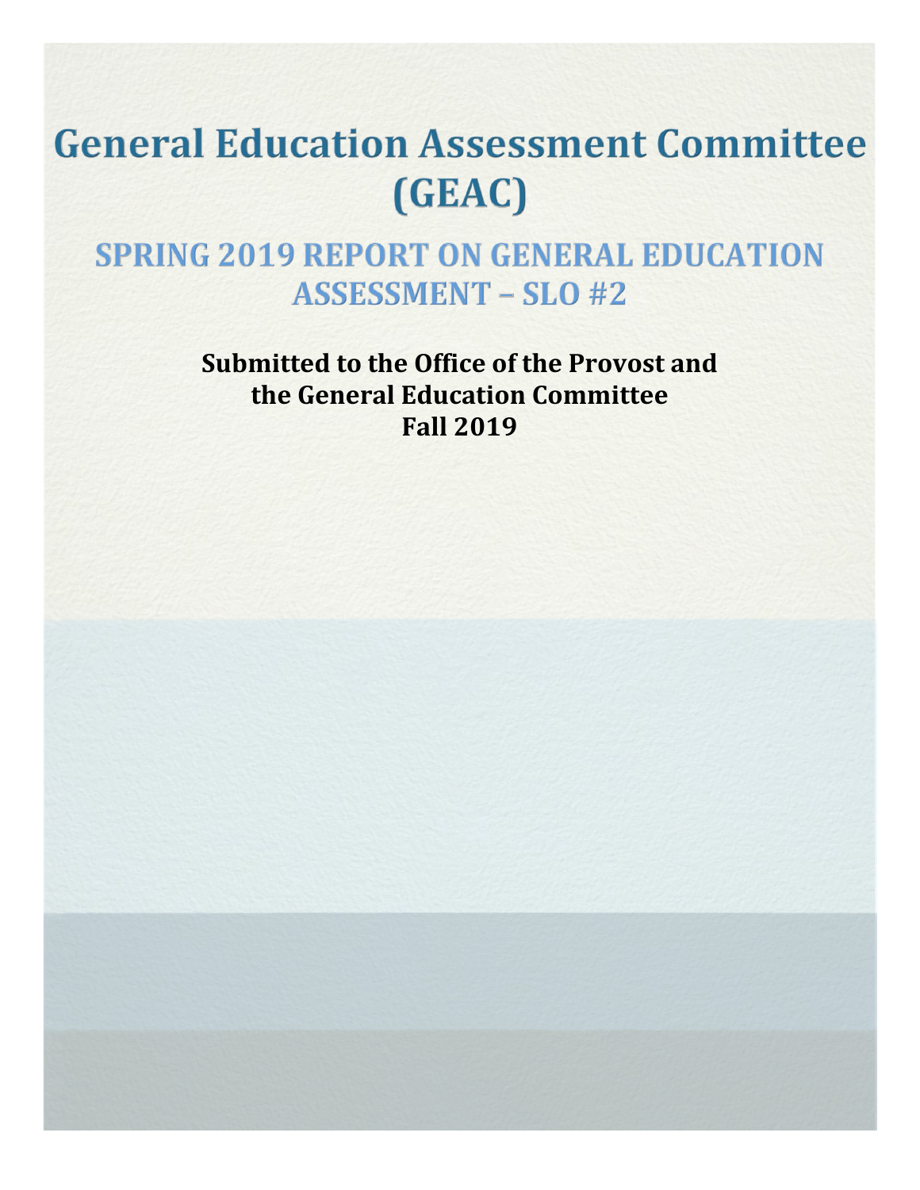# General Education Assessment Committee (GEAC)

## SPRING 2019 REPORT ON GENERAL EDUCATION ASSESSMENT – SLO #2

**Submitted to the Office of the Provost and the General Education Committee**
**Fall 2019**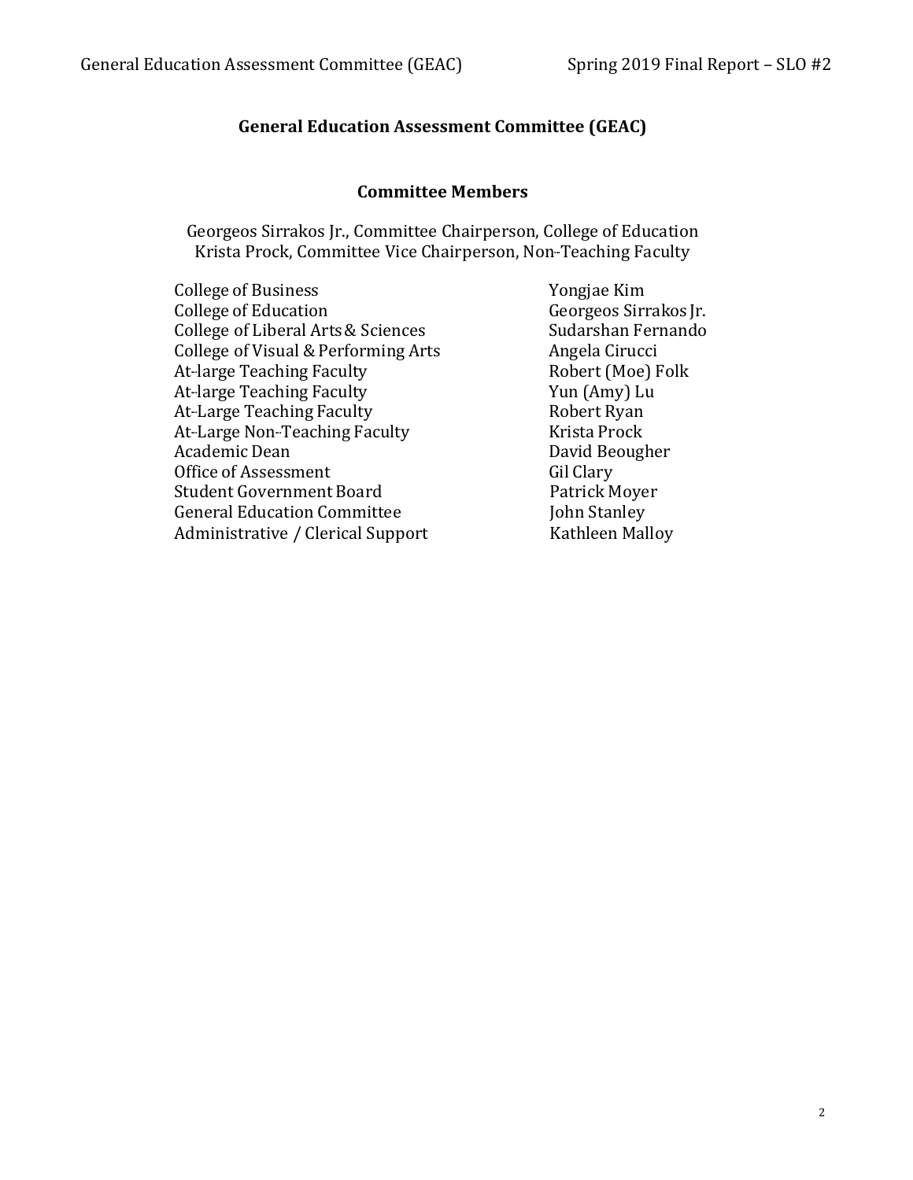## General Education Assessment Committee (GEAC)

### Committee Members

Georgeos Sirrakos Jr., Committee Chairperson, College of Education
Krista Prock, Committee Vice Chairperson, Non-Teaching Faculty

| | |
|---|---|
| College of Business | Yongjae Kim |
| College of Education | Georgeos Sirrakos Jr. |
| College of Liberal Arts & Sciences | Sudarshan Fernando |
| College of Visual & Performing Arts | Angela Cirucci |
| At-large Teaching Faculty | Robert (Moe) Folk |
| At-large Teaching Faculty | Yun (Amy) Lu |
| At-Large Teaching Faculty | Robert Ryan |
| At-Large Non-Teaching Faculty | Krista Prock |
| Academic Dean | David Beougher |
| Office of Assessment | Gil Clary |
| Student Government Board | Patrick Moyer |
| General Education Committee | John Stanley |
| Administrative / Clerical Support | Kathleen Malloy |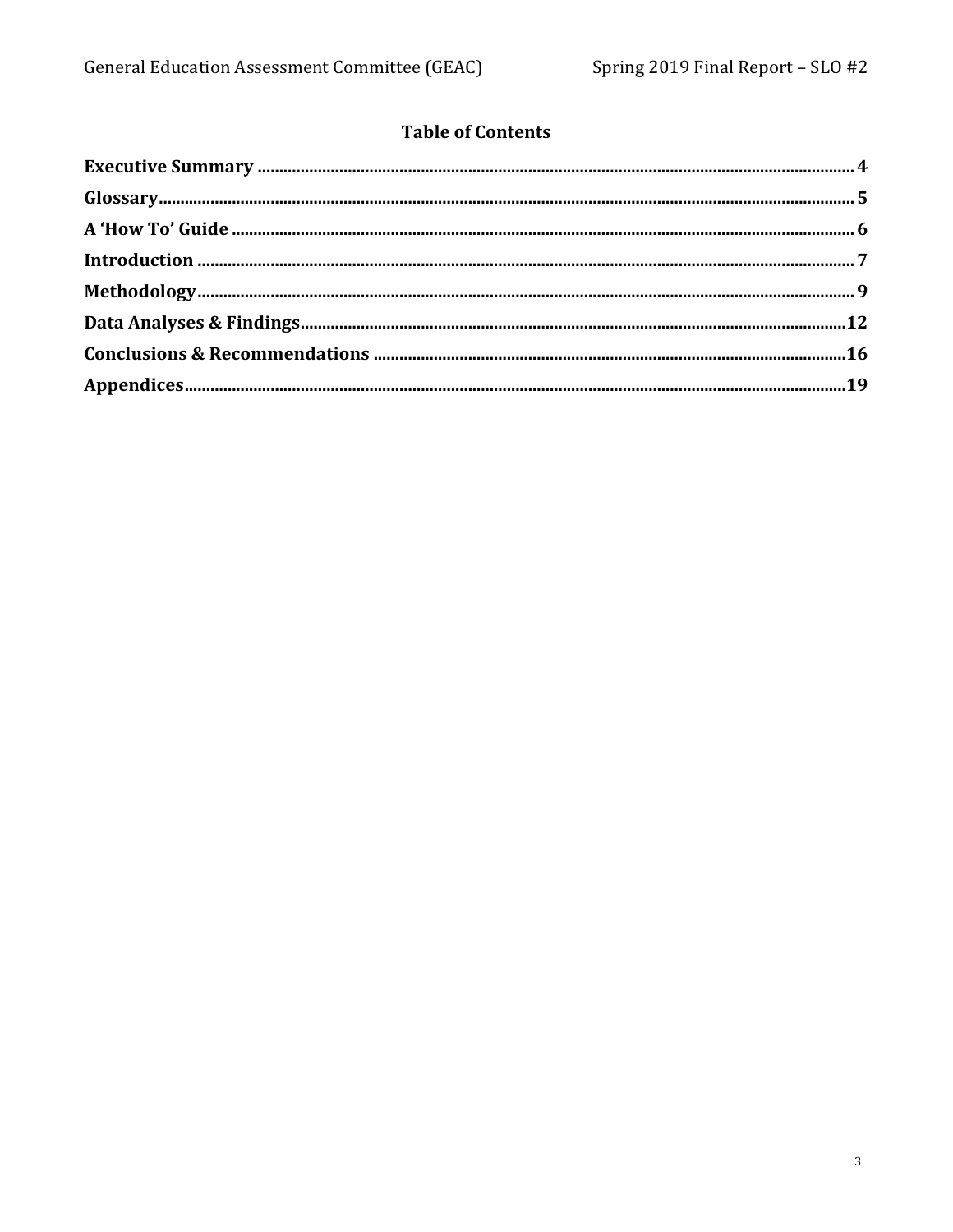## Table of Contents

**Executive Summary** .......... 4
**Glossary** .......... 5
**A 'How To' Guide** .......... 6
**Introduction** .......... 7
**Methodology** .......... 9
**Data Analyses & Findings** .......... 12
**Conclusions & Recommendations** .......... 16
**Appendices** .......... 19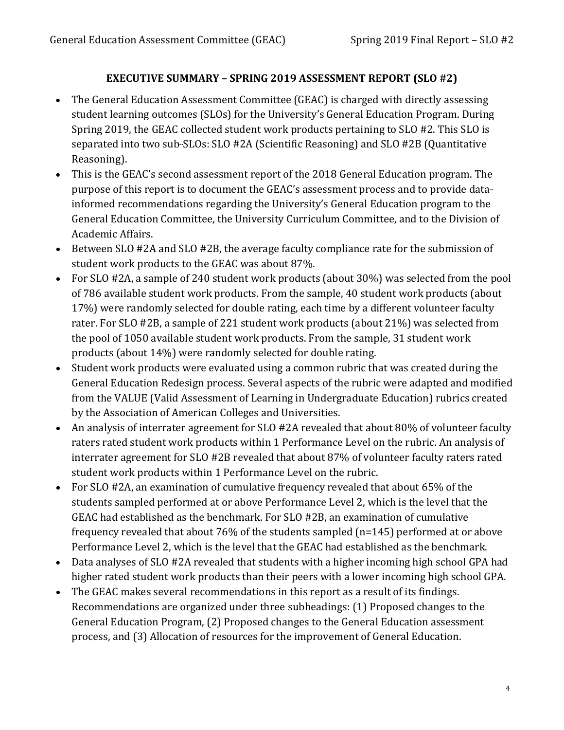## EXECUTIVE SUMMARY – SPRING 2019 ASSESSMENT REPORT (SLO #2)

- The General Education Assessment Committee (GEAC) is charged with directly assessing student learning outcomes (SLOs) for the University's General Education Program. During Spring 2019, the GEAC collected student work products pertaining to SLO #2. This SLO is separated into two sub-SLOs: SLO #2A (Scientific Reasoning) and SLO #2B (Quantitative Reasoning).
- This is the GEAC's second assessment report of the 2018 General Education program. The purpose of this report is to document the GEAC's assessment process and to provide data-informed recommendations regarding the University's General Education program to the General Education Committee, the University Curriculum Committee, and to the Division of Academic Affairs.
- Between SLO #2A and SLO #2B, the average faculty compliance rate for the submission of student work products to the GEAC was about 87%.
- For SLO #2A, a sample of 240 student work products (about 30%) was selected from the pool of 786 available student work products. From the sample, 40 student work products (about 17%) were randomly selected for double rating, each time by a different volunteer faculty rater. For SLO #2B, a sample of 221 student work products (about 21%) was selected from the pool of 1050 available student work products. From the sample, 31 student work products (about 14%) were randomly selected for double rating.
- Student work products were evaluated using a common rubric that was created during the General Education Redesign process. Several aspects of the rubric were adapted and modified from the VALUE (Valid Assessment of Learning in Undergraduate Education) rubrics created by the Association of American Colleges and Universities.
- An analysis of interrater agreement for SLO #2A revealed that about 80% of volunteer faculty raters rated student work products within 1 Performance Level on the rubric. An analysis of interrater agreement for SLO #2B revealed that about 87% of volunteer faculty raters rated student work products within 1 Performance Level on the rubric.
- For SLO #2A, an examination of cumulative frequency revealed that about 65% of the students sampled performed at or above Performance Level 2, which is the level that the GEAC had established as the benchmark. For SLO #2B, an examination of cumulative frequency revealed that about 76% of the students sampled (n=145) performed at or above Performance Level 2, which is the level that the GEAC had established as the benchmark.
- Data analyses of SLO #2A revealed that students with a higher incoming high school GPA had higher rated student work products than their peers with a lower incoming high school GPA.
- The GEAC makes several recommendations in this report as a result of its findings. Recommendations are organized under three subheadings: (1) Proposed changes to the General Education Program, (2) Proposed changes to the General Education assessment process, and (3) Allocation of resources for the improvement of General Education.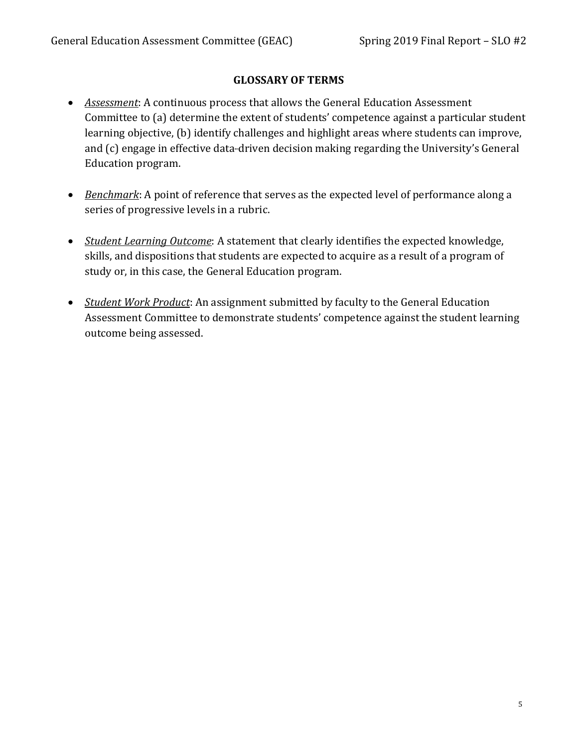## GLOSSARY OF TERMS

- *Assessment*: A continuous process that allows the General Education Assessment Committee to (a) determine the extent of students' competence against a particular student learning objective, (b) identify challenges and highlight areas where students can improve, and (c) engage in effective data-driven decision making regarding the University's General Education program.

- *Benchmark*: A point of reference that serves as the expected level of performance along a series of progressive levels in a rubric.

- *Student Learning Outcome*: A statement that clearly identifies the expected knowledge, skills, and dispositions that students are expected to acquire as a result of a program of study or, in this case, the General Education program.

- *Student Work Product*: An assignment submitted by faculty to the General Education Assessment Committee to demonstrate students' competence against the student learning outcome being assessed.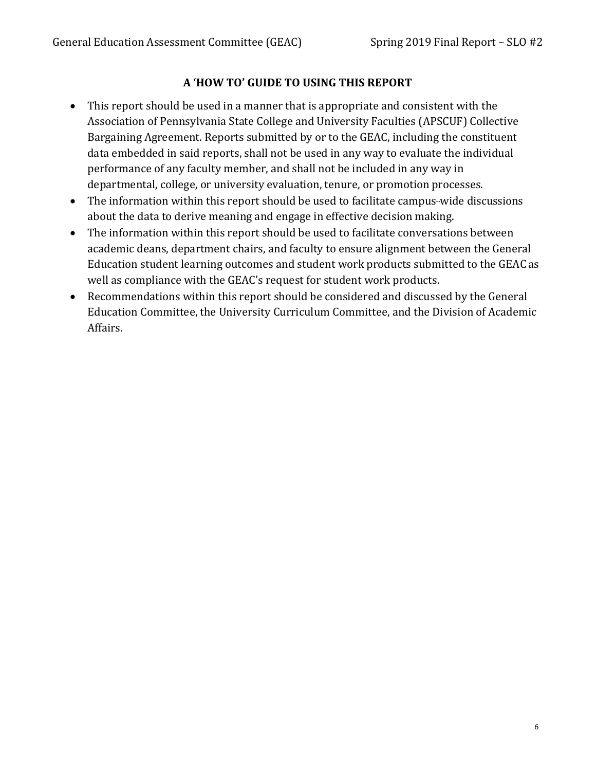## A 'HOW TO' GUIDE TO USING THIS REPORT

- This report should be used in a manner that is appropriate and consistent with the Association of Pennsylvania State College and University Faculties (APSCUF) Collective Bargaining Agreement. Reports submitted by or to the GEAC, including the constituent data embedded in said reports, shall not be used in any way to evaluate the individual performance of any faculty member, and shall not be included in any way in departmental, college, or university evaluation, tenure, or promotion processes.
- The information within this report should be used to facilitate campus-wide discussions about the data to derive meaning and engage in effective decision making.
- The information within this report should be used to facilitate conversations between academic deans, department chairs, and faculty to ensure alignment between the General Education student learning outcomes and student work products submitted to the GEAC as well as compliance with the GEAC's request for student work products.
- Recommendations within this report should be considered and discussed by the General Education Committee, the University Curriculum Committee, and the Division of Academic Affairs.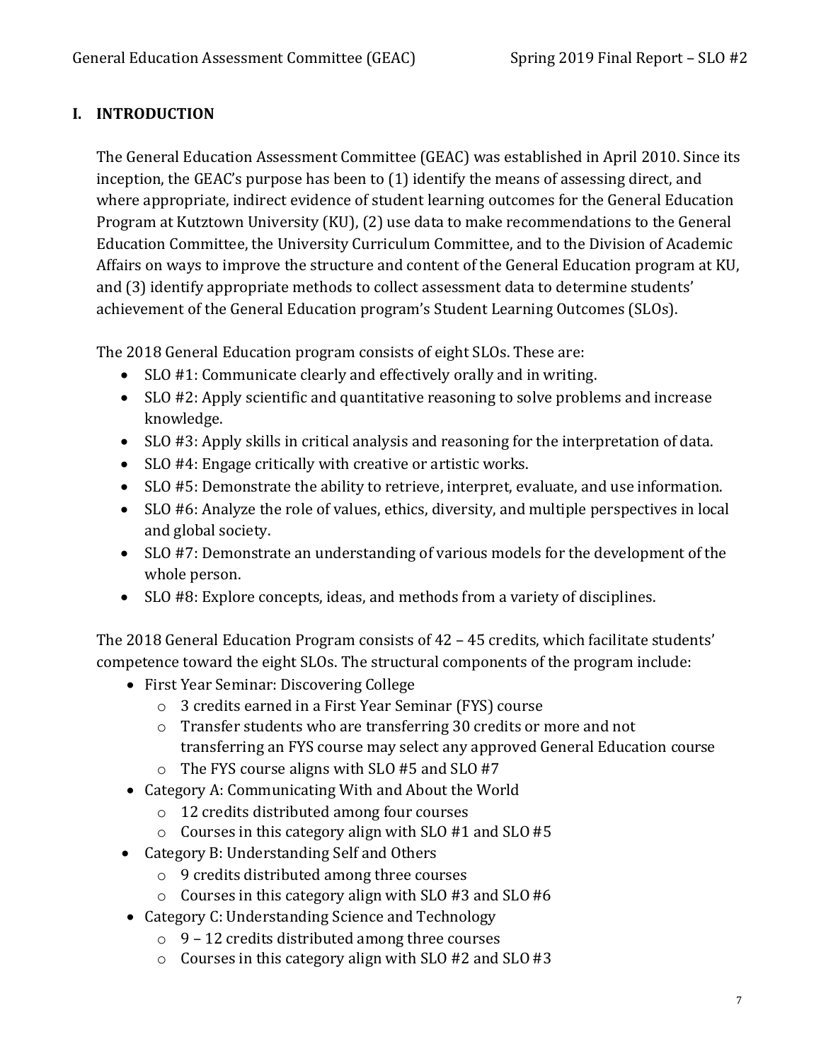## I. INTRODUCTION

The General Education Assessment Committee (GEAC) was established in April 2010. Since its inception, the GEAC's purpose has been to (1) identify the means of assessing direct, and where appropriate, indirect evidence of student learning outcomes for the General Education Program at Kutztown University (KU), (2) use data to make recommendations to the General Education Committee, the University Curriculum Committee, and to the Division of Academic Affairs on ways to improve the structure and content of the General Education program at KU, and (3) identify appropriate methods to collect assessment data to determine students' achievement of the General Education program's Student Learning Outcomes (SLOs).

The 2018 General Education program consists of eight SLOs. These are:

- SLO #1: Communicate clearly and effectively orally and in writing.
- SLO #2: Apply scientific and quantitative reasoning to solve problems and increase knowledge.
- SLO #3: Apply skills in critical analysis and reasoning for the interpretation of data.
- SLO #4: Engage critically with creative or artistic works.
- SLO #5: Demonstrate the ability to retrieve, interpret, evaluate, and use information.
- SLO #6: Analyze the role of values, ethics, diversity, and multiple perspectives in local and global society.
- SLO #7: Demonstrate an understanding of various models for the development of the whole person.
- SLO #8: Explore concepts, ideas, and methods from a variety of disciplines.

The 2018 General Education Program consists of 42 – 45 credits, which facilitate students' competence toward the eight SLOs. The structural components of the program include:

- First Year Seminar: Discovering College
  - 3 credits earned in a First Year Seminar (FYS) course
  - Transfer students who are transferring 30 credits or more and not transferring an FYS course may select any approved General Education course
  - The FYS course aligns with SLO #5 and SLO #7
- Category A: Communicating With and About the World
  - 12 credits distributed among four courses
  - Courses in this category align with SLO #1 and SLO #5
- Category B: Understanding Self and Others
  - 9 credits distributed among three courses
  - Courses in this category align with SLO #3 and SLO #6
- Category C: Understanding Science and Technology
  - 9 – 12 credits distributed among three courses
  - Courses in this category align with SLO #2 and SLO #3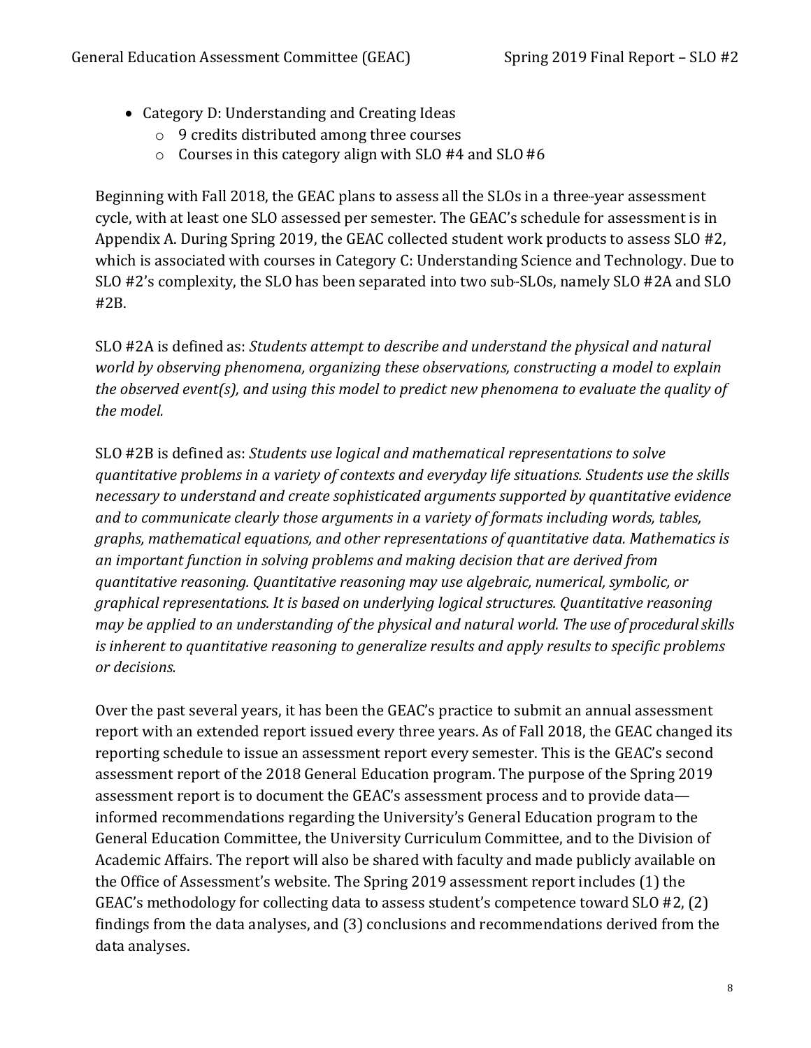- Category D: Understanding and Creating Ideas
    - 9 credits distributed among three courses
    - Courses in this category align with SLO #4 and SLO #6

Beginning with Fall 2018, the GEAC plans to assess all the SLOs in a three-year assessment cycle, with at least one SLO assessed per semester. The GEAC's schedule for assessment is in Appendix A. During Spring 2019, the GEAC collected student work products to assess SLO #2, which is associated with courses in Category C: Understanding Science and Technology. Due to SLO #2's complexity, the SLO has been separated into two sub-SLOs, namely SLO #2A and SLO #2B.

SLO #2A is defined as: *Students attempt to describe and understand the physical and natural world by observing phenomena, organizing these observations, constructing a model to explain the observed event(s), and using this model to predict new phenomena to evaluate the quality of the model.*

SLO #2B is defined as: *Students use logical and mathematical representations to solve quantitative problems in a variety of contexts and everyday life situations. Students use the skills necessary to understand and create sophisticated arguments supported by quantitative evidence and to communicate clearly those arguments in a variety of formats including words, tables, graphs, mathematical equations, and other representations of quantitative data. Mathematics is an important function in solving problems and making decision that are derived from quantitative reasoning. Quantitative reasoning may use algebraic, numerical, symbolic, or graphical representations. It is based on underlying logical structures. Quantitative reasoning may be applied to an understanding of the physical and natural world. The use of procedural skills is inherent to quantitative reasoning to generalize results and apply results to specific problems or decisions.*

Over the past several years, it has been the GEAC's practice to submit an annual assessment report with an extended report issued every three years. As of Fall 2018, the GEAC changed its reporting schedule to issue an assessment report every semester. This is the GEAC's second assessment report of the 2018 General Education program. The purpose of the Spring 2019 assessment report is to document the GEAC's assessment process and to provide data—informed recommendations regarding the University's General Education program to the General Education Committee, the University Curriculum Committee, and to the Division of Academic Affairs. The report will also be shared with faculty and made publicly available on the Office of Assessment's website. The Spring 2019 assessment report includes (1) the GEAC's methodology for collecting data to assess student's competence toward SLO #2, (2) findings from the data analyses, and (3) conclusions and recommendations derived from the data analyses.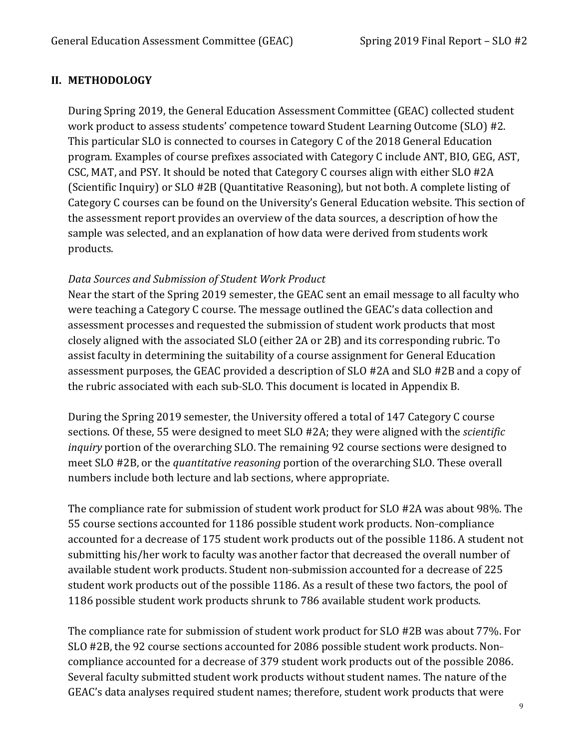## II. METHODOLOGY

During Spring 2019, the General Education Assessment Committee (GEAC) collected student work product to assess students' competence toward Student Learning Outcome (SLO) #2. This particular SLO is connected to courses in Category C of the 2018 General Education program. Examples of course prefixes associated with Category C include ANT, BIO, GEG, AST, CSC, MAT, and PSY. It should be noted that Category C courses align with either SLO #2A (Scientific Inquiry) or SLO #2B (Quantitative Reasoning), but not both. A complete listing of Category C courses can be found on the University's General Education website. This section of the assessment report provides an overview of the data sources, a description of how the sample was selected, and an explanation of how data were derived from students work products.

*Data Sources and Submission of Student Work Product*

Near the start of the Spring 2019 semester, the GEAC sent an email message to all faculty who were teaching a Category C course. The message outlined the GEAC's data collection and assessment processes and requested the submission of student work products that most closely aligned with the associated SLO (either 2A or 2B) and its corresponding rubric. To assist faculty in determining the suitability of a course assignment for General Education assessment purposes, the GEAC provided a description of SLO #2A and SLO #2B and a copy of the rubric associated with each sub-SLO. This document is located in Appendix B.

During the Spring 2019 semester, the University offered a total of 147 Category C course sections. Of these, 55 were designed to meet SLO #2A; they were aligned with the *scientific inquiry* portion of the overarching SLO. The remaining 92 course sections were designed to meet SLO #2B, or the *quantitative reasoning* portion of the overarching SLO. These overall numbers include both lecture and lab sections, where appropriate.

The compliance rate for submission of student work product for SLO #2A was about 98%. The 55 course sections accounted for 1186 possible student work products. Non-compliance accounted for a decrease of 175 student work products out of the possible 1186. A student not submitting his/her work to faculty was another factor that decreased the overall number of available student work products. Student non-submission accounted for a decrease of 225 student work products out of the possible 1186. As a result of these two factors, the pool of 1186 possible student work products shrunk to 786 available student work products.

The compliance rate for submission of student work product for SLO #2B was about 77%. For SLO #2B, the 92 course sections accounted for 2086 possible student work products. Non-compliance accounted for a decrease of 379 student work products out of the possible 2086. Several faculty submitted student work products without student names. The nature of the GEAC's data analyses required student names; therefore, student work products that were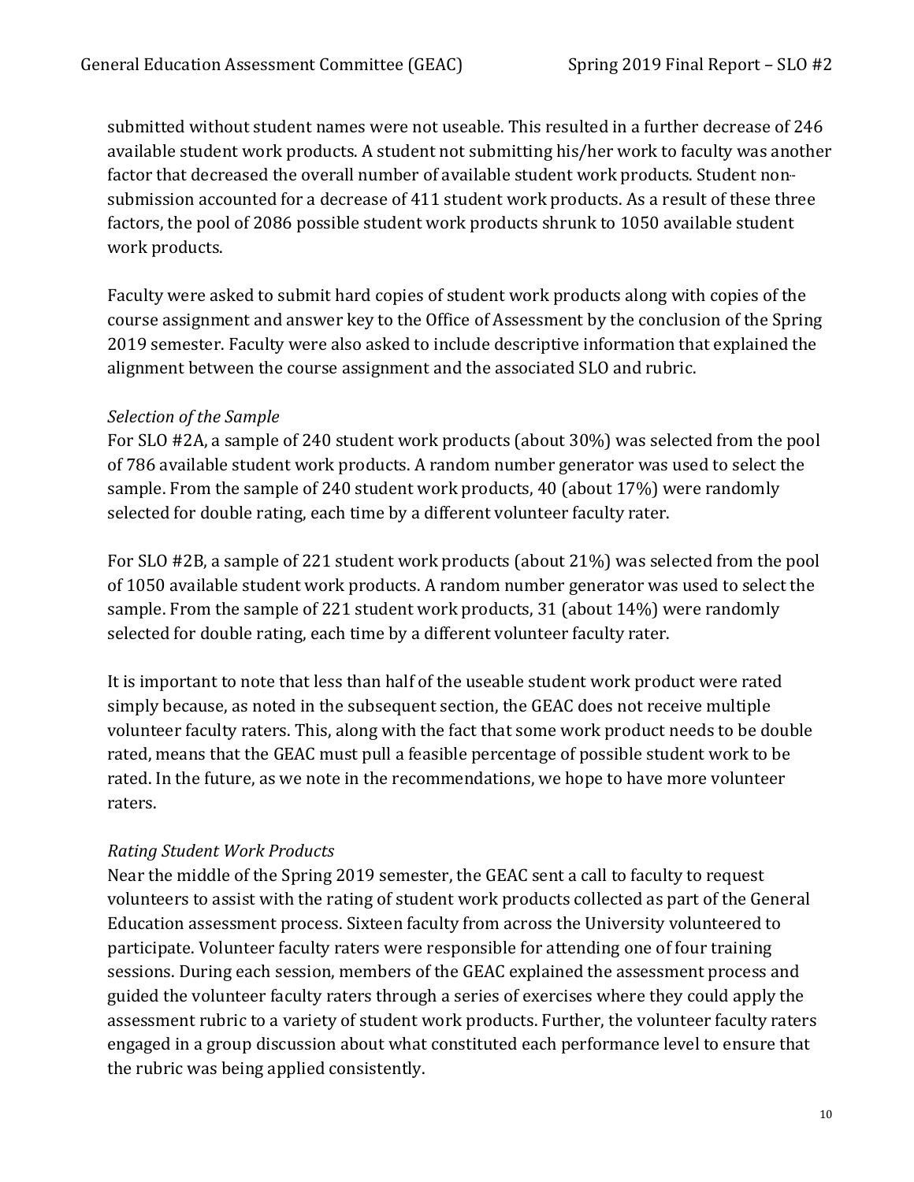submitted without student names were not useable. This resulted in a further decrease of 246 available student work products. A student not submitting his/her work to faculty was another factor that decreased the overall number of available student work products. Student non-submission accounted for a decrease of 411 student work products. As a result of these three factors, the pool of 2086 possible student work products shrunk to 1050 available student work products.

Faculty were asked to submit hard copies of student work products along with copies of the course assignment and answer key to the Office of Assessment by the conclusion of the Spring 2019 semester. Faculty were also asked to include descriptive information that explained the alignment between the course assignment and the associated SLO and rubric.

*Selection of the Sample*

For SLO #2A, a sample of 240 student work products (about 30%) was selected from the pool of 786 available student work products. A random number generator was used to select the sample. From the sample of 240 student work products, 40 (about 17%) were randomly selected for double rating, each time by a different volunteer faculty rater.

For SLO #2B, a sample of 221 student work products (about 21%) was selected from the pool of 1050 available student work products. A random number generator was used to select the sample. From the sample of 221 student work products, 31 (about 14%) were randomly selected for double rating, each time by a different volunteer faculty rater.

It is important to note that less than half of the useable student work product were rated simply because, as noted in the subsequent section, the GEAC does not receive multiple volunteer faculty raters. This, along with the fact that some work product needs to be double rated, means that the GEAC must pull a feasible percentage of possible student work to be rated. In the future, as we note in the recommendations, we hope to have more volunteer raters.

*Rating Student Work Products*

Near the middle of the Spring 2019 semester, the GEAC sent a call to faculty to request volunteers to assist with the rating of student work products collected as part of the General Education assessment process. Sixteen faculty from across the University volunteered to participate. Volunteer faculty raters were responsible for attending one of four training sessions. During each session, members of the GEAC explained the assessment process and guided the volunteer faculty raters through a series of exercises where they could apply the assessment rubric to a variety of student work products. Further, the volunteer faculty raters engaged in a group discussion about what constituted each performance level to ensure that the rubric was being applied consistently.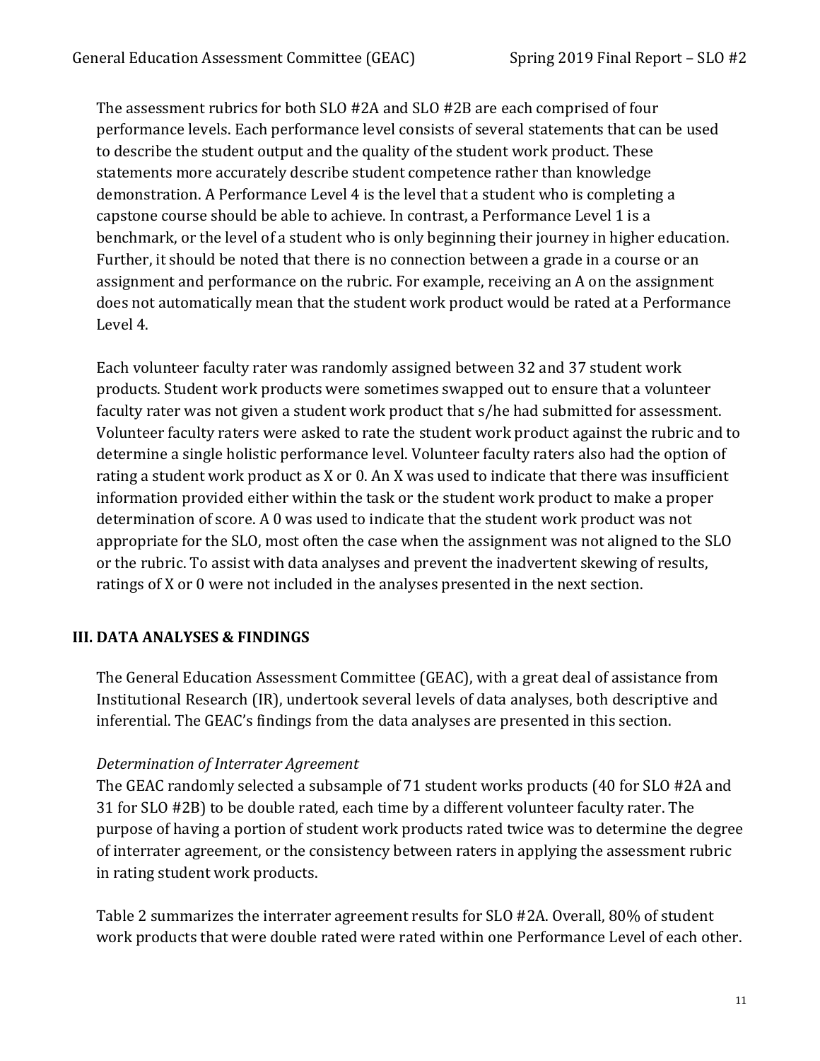The assessment rubrics for both SLO #2A and SLO #2B are each comprised of four performance levels. Each performance level consists of several statements that can be used to describe the student output and the quality of the student work product. These statements more accurately describe student competence rather than knowledge demonstration. A Performance Level 4 is the level that a student who is completing a capstone course should be able to achieve. In contrast, a Performance Level 1 is a benchmark, or the level of a student who is only beginning their journey in higher education. Further, it should be noted that there is no connection between a grade in a course or an assignment and performance on the rubric. For example, receiving an A on the assignment does not automatically mean that the student work product would be rated at a Performance Level 4.

Each volunteer faculty rater was randomly assigned between 32 and 37 student work products. Student work products were sometimes swapped out to ensure that a volunteer faculty rater was not given a student work product that s/he had submitted for assessment. Volunteer faculty raters were asked to rate the student work product against the rubric and to determine a single holistic performance level. Volunteer faculty raters also had the option of rating a student work product as X or 0. An X was used to indicate that there was insufficient information provided either within the task or the student work product to make a proper determination of score. A 0 was used to indicate that the student work product was not appropriate for the SLO, most often the case when the assignment was not aligned to the SLO or the rubric. To assist with data analyses and prevent the inadvertent skewing of results, ratings of X or 0 were not included in the analyses presented in the next section.

## III. DATA ANALYSES & FINDINGS

The General Education Assessment Committee (GEAC), with a great deal of assistance from Institutional Research (IR), undertook several levels of data analyses, both descriptive and inferential. The GEAC's findings from the data analyses are presented in this section.

*Determination of Interrater Agreement*

The GEAC randomly selected a subsample of 71 student works products (40 for SLO #2A and 31 for SLO #2B) to be double rated, each time by a different volunteer faculty rater. The purpose of having a portion of student work products rated twice was to determine the degree of interrater agreement, or the consistency between raters in applying the assessment rubric in rating student work products.

Table 2 summarizes the interrater agreement results for SLO #2A. Overall, 80% of student work products that were double rated were rated within one Performance Level of each other.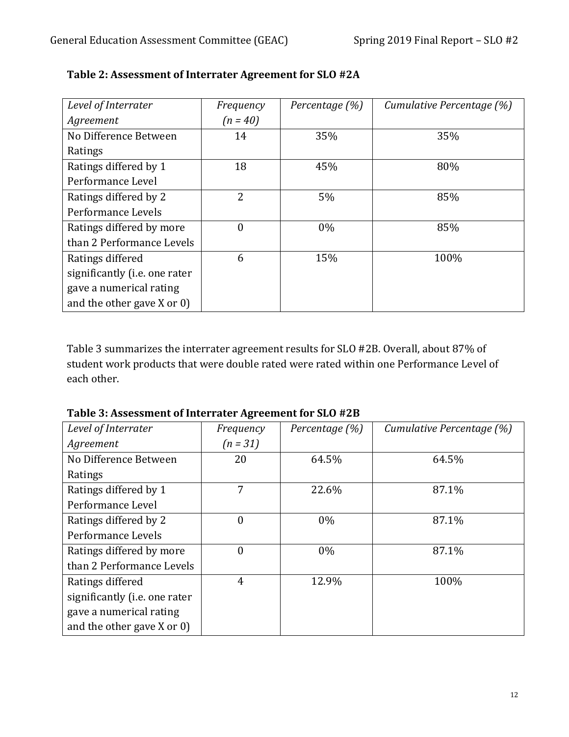**Table 2: Assessment of Interrater Agreement for SLO #2A**

| *Level of Interrater Agreement* | *Frequency (n = 40)* | *Percentage (%)* | *Cumulative Percentage (%)* |
|---|---|---|---|
| No Difference Between Ratings | 14 | 35% | 35% |
| Ratings differed by 1 Performance Level | 18 | 45% | 80% |
| Ratings differed by 2 Performance Levels | 2 | 5% | 85% |
| Ratings differed by more than 2 Performance Levels | 0 | 0% | 85% |
| Ratings differed significantly (i.e. one rater gave a numerical rating and the other gave X or 0) | 6 | 15% | 100% |

Table 3 summarizes the interrater agreement results for SLO #2B. Overall, about 87% of student work products that were double rated were rated within one Performance Level of each other.

**Table 3: Assessment of Interrater Agreement for SLO #2B**

| *Level of Interrater Agreement* | *Frequency (n = 31)* | *Percentage (%)* | *Cumulative Percentage (%)* |
|---|---|---|---|
| No Difference Between Ratings | 20 | 64.5% | 64.5% |
| Ratings differed by 1 Performance Level | 7 | 22.6% | 87.1% |
| Ratings differed by 2 Performance Levels | 0 | 0% | 87.1% |
| Ratings differed by more than 2 Performance Levels | 0 | 0% | 87.1% |
| Ratings differed significantly (i.e. one rater gave a numerical rating and the other gave X or 0) | 4 | 12.9% | 100% |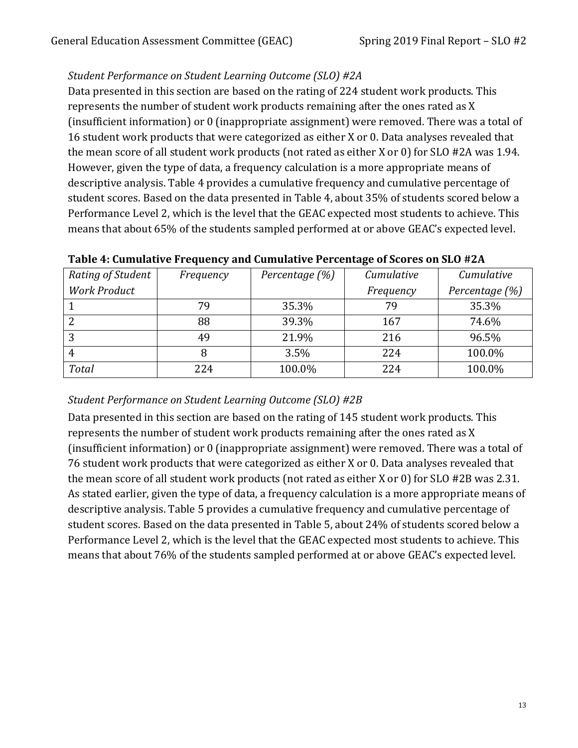*Student Performance on Student Learning Outcome (SLO) #2A*

Data presented in this section are based on the rating of 224 student work products. This represents the number of student work products remaining after the ones rated as X (insufficient information) or 0 (inappropriate assignment) were removed. There was a total of 16 student work products that were categorized as either X or 0. Data analyses revealed that the mean score of all student work products (not rated as either X or 0) for SLO #2A was 1.94. However, given the type of data, a frequency calculation is a more appropriate means of descriptive analysis. Table 4 provides a cumulative frequency and cumulative percentage of student scores. Based on the data presented in Table 4, about 35% of students scored below a Performance Level 2, which is the level that the GEAC expected most students to achieve. This means that about 65% of the students sampled performed at or above GEAC's expected level.

**Table 4: Cumulative Frequency and Cumulative Percentage of Scores on SLO #2A**

| *Rating of Student Work Product* | *Frequency* | *Percentage (%)* | *Cumulative Frequency* | *Cumulative Percentage (%)* |
|---|---|---|---|---|
| 1 | 79 | 35.3% | 79 | 35.3% |
| 2 | 88 | 39.3% | 167 | 74.6% |
| 3 | 49 | 21.9% | 216 | 96.5% |
| 4 | 8 | 3.5% | 224 | 100.0% |
| *Total* | 224 | 100.0% | 224 | 100.0% |

*Student Performance on Student Learning Outcome (SLO) #2B*

Data presented in this section are based on the rating of 145 student work products. This represents the number of student work products remaining after the ones rated as X (insufficient information) or 0 (inappropriate assignment) were removed. There was a total of 76 student work products that were categorized as either X or 0. Data analyses revealed that the mean score of all student work products (not rated as either X or 0) for SLO #2B was 2.31. As stated earlier, given the type of data, a frequency calculation is a more appropriate means of descriptive analysis. Table 5 provides a cumulative frequency and cumulative percentage of student scores. Based on the data presented in Table 5, about 24% of students scored below a Performance Level 2, which is the level that the GEAC expected most students to achieve. This means that about 76% of the students sampled performed at or above GEAC's expected level.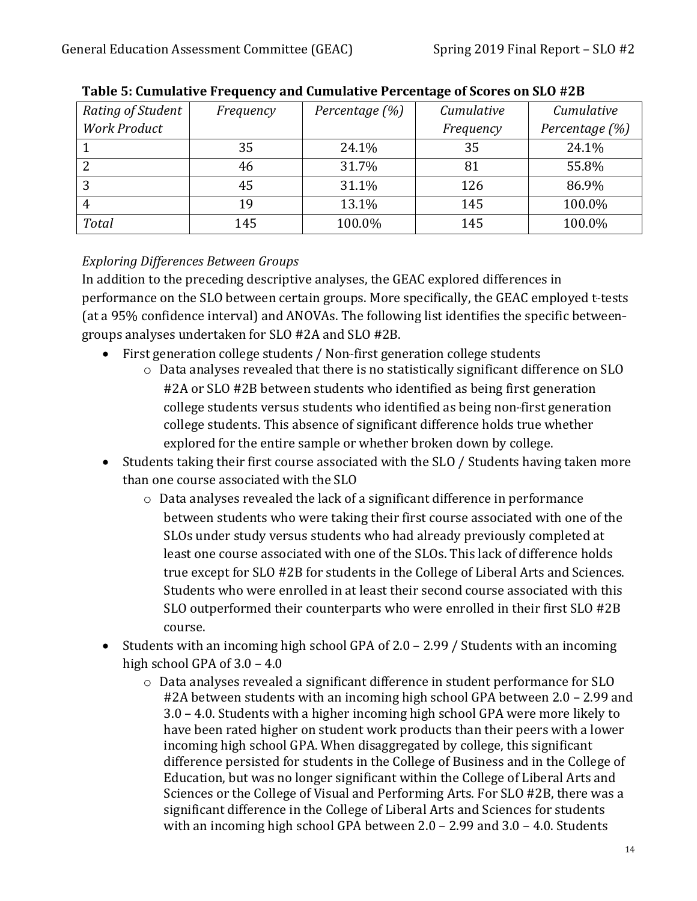**Table 5: Cumulative Frequency and Cumulative Percentage of Scores on SLO #2B**

| *Rating of Student Work Product* | *Frequency* | *Percentage (%)* | *Cumulative Frequency* | *Cumulative Percentage (%)* |
|---|---|---|---|---|
| 1 | 35 | 24.1% | 35 | 24.1% |
| 2 | 46 | 31.7% | 81 | 55.8% |
| 3 | 45 | 31.1% | 126 | 86.9% |
| 4 | 19 | 13.1% | 145 | 100.0% |
| *Total* | 145 | 100.0% | 145 | 100.0% |

*Exploring Differences Between Groups*

In addition to the preceding descriptive analyses, the GEAC explored differences in performance on the SLO between certain groups. More specifically, the GEAC employed t-tests (at a 95% confidence interval) and ANOVAs. The following list identifies the specific between-groups analyses undertaken for SLO #2A and SLO #2B.

- First generation college students / Non-first generation college students
  - Data analyses revealed that there is no statistically significant difference on SLO #2A or SLO #2B between students who identified as being first generation college students versus students who identified as being non-first generation college students. This absence of significant difference holds true whether explored for the entire sample or whether broken down by college.
- Students taking their first course associated with the SLO / Students having taken more than one course associated with the SLO
  - Data analyses revealed the lack of a significant difference in performance between students who were taking their first course associated with one of the SLOs under study versus students who had already previously completed at least one course associated with one of the SLOs. This lack of difference holds true except for SLO #2B for students in the College of Liberal Arts and Sciences. Students who were enrolled in at least their second course associated with this SLO outperformed their counterparts who were enrolled in their first SLO #2B course.
- Students with an incoming high school GPA of 2.0 – 2.99 / Students with an incoming high school GPA of 3.0 – 4.0
  - Data analyses revealed a significant difference in student performance for SLO #2A between students with an incoming high school GPA between 2.0 – 2.99 and 3.0 – 4.0. Students with a higher incoming high school GPA were more likely to have been rated higher on student work products than their peers with a lower incoming high school GPA. When disaggregated by college, this significant difference persisted for students in the College of Business and in the College of Education, but was no longer significant within the College of Liberal Arts and Sciences or the College of Visual and Performing Arts. For SLO #2B, there was a significant difference in the College of Liberal Arts and Sciences for students with an incoming high school GPA between 2.0 – 2.99 and 3.0 – 4.0. Students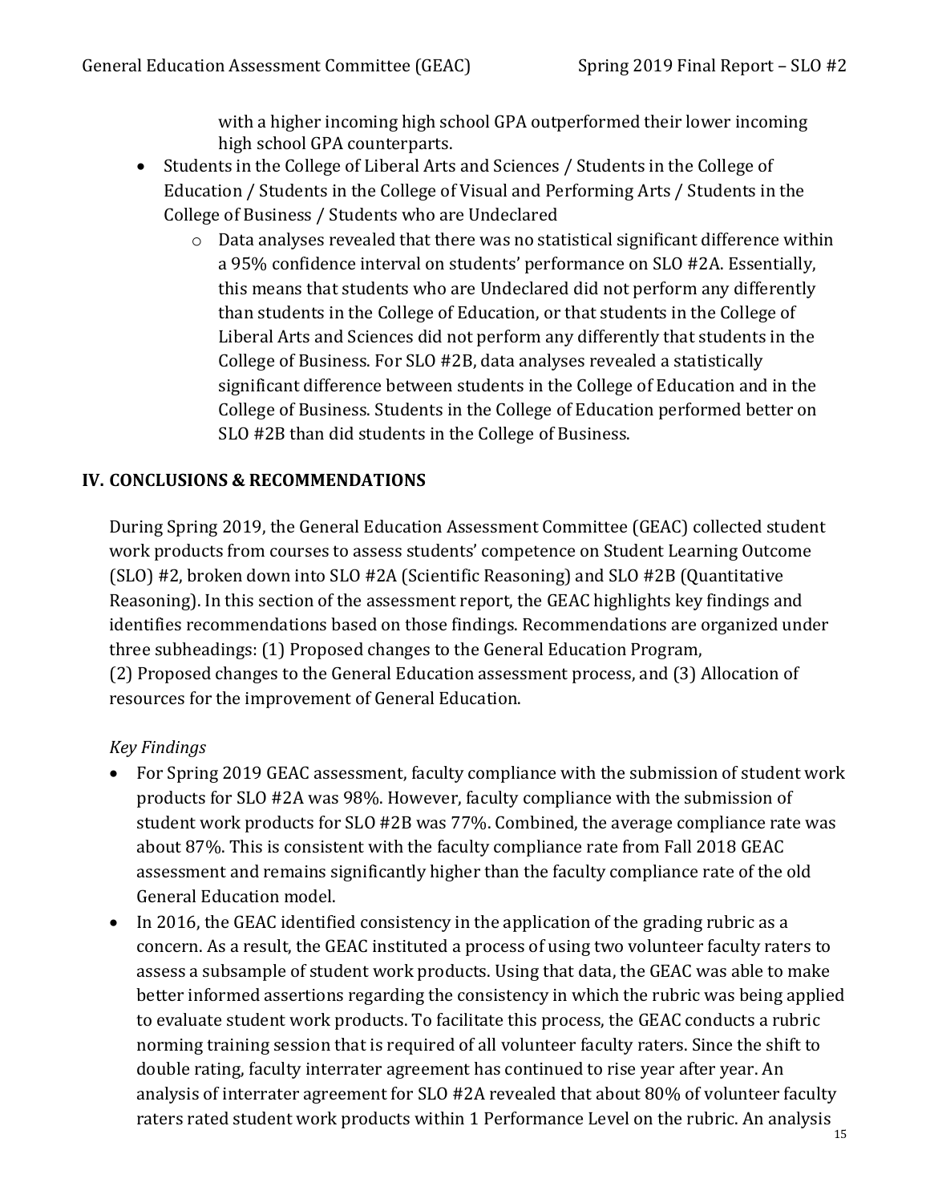with a higher incoming high school GPA outperformed their lower incoming high school GPA counterparts.

- Students in the College of Liberal Arts and Sciences / Students in the College of Education / Students in the College of Visual and Performing Arts / Students in the College of Business / Students who are Undeclared
    - Data analyses revealed that there was no statistical significant difference within a 95% confidence interval on students' performance on SLO #2A. Essentially, this means that students who are Undeclared did not perform any differently than students in the College of Education, or that students in the College of Liberal Arts and Sciences did not perform any differently that students in the College of Business. For SLO #2B, data analyses revealed a statistically significant difference between students in the College of Education and in the College of Business. Students in the College of Education performed better on SLO #2B than did students in the College of Business.

## IV. CONCLUSIONS & RECOMMENDATIONS

During Spring 2019, the General Education Assessment Committee (GEAC) collected student work products from courses to assess students' competence on Student Learning Outcome (SLO) #2, broken down into SLO #2A (Scientific Reasoning) and SLO #2B (Quantitative Reasoning). In this section of the assessment report, the GEAC highlights key findings and identifies recommendations based on those findings. Recommendations are organized under three subheadings: (1) Proposed changes to the General Education Program, (2) Proposed changes to the General Education assessment process, and (3) Allocation of resources for the improvement of General Education.

*Key Findings*

- For Spring 2019 GEAC assessment, faculty compliance with the submission of student work products for SLO #2A was 98%. However, faculty compliance with the submission of student work products for SLO #2B was 77%. Combined, the average compliance rate was about 87%. This is consistent with the faculty compliance rate from Fall 2018 GEAC assessment and remains significantly higher than the faculty compliance rate of the old General Education model.
- In 2016, the GEAC identified consistency in the application of the grading rubric as a concern. As a result, the GEAC instituted a process of using two volunteer faculty raters to assess a subsample of student work products. Using that data, the GEAC was able to make better informed assertions regarding the consistency in which the rubric was being applied to evaluate student work products. To facilitate this process, the GEAC conducts a rubric norming training session that is required of all volunteer faculty raters. Since the shift to double rating, faculty interrater agreement has continued to rise year after year. An analysis of interrater agreement for SLO #2A revealed that about 80% of volunteer faculty raters rated student work products within 1 Performance Level on the rubric. An analysis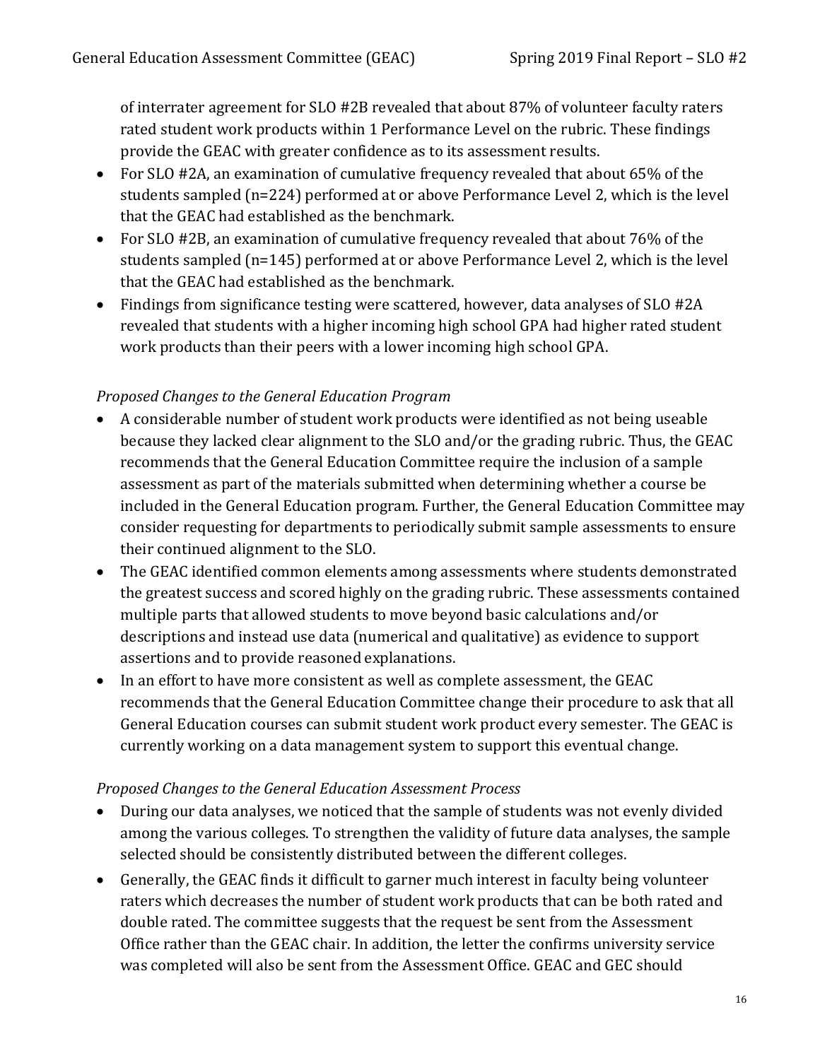of interrater agreement for SLO #2B revealed that about 87% of volunteer faculty raters rated student work products within 1 Performance Level on the rubric. These findings provide the GEAC with greater confidence as to its assessment results.

- For SLO #2A, an examination of cumulative frequency revealed that about 65% of the students sampled (n=224) performed at or above Performance Level 2, which is the level that the GEAC had established as the benchmark.
- For SLO #2B, an examination of cumulative frequency revealed that about 76% of the students sampled (n=145) performed at or above Performance Level 2, which is the level that the GEAC had established as the benchmark.
- Findings from significance testing were scattered, however, data analyses of SLO #2A revealed that students with a higher incoming high school GPA had higher rated student work products than their peers with a lower incoming high school GPA.

*Proposed Changes to the General Education Program*

- A considerable number of student work products were identified as not being useable because they lacked clear alignment to the SLO and/or the grading rubric. Thus, the GEAC recommends that the General Education Committee require the inclusion of a sample assessment as part of the materials submitted when determining whether a course be included in the General Education program. Further, the General Education Committee may consider requesting for departments to periodically submit sample assessments to ensure their continued alignment to the SLO.
- The GEAC identified common elements among assessments where students demonstrated the greatest success and scored highly on the grading rubric. These assessments contained multiple parts that allowed students to move beyond basic calculations and/or descriptions and instead use data (numerical and qualitative) as evidence to support assertions and to provide reasoned explanations.
- In an effort to have more consistent as well as complete assessment, the GEAC recommends that the General Education Committee change their procedure to ask that all General Education courses can submit student work product every semester. The GEAC is currently working on a data management system to support this eventual change.

*Proposed Changes to the General Education Assessment Process*

- During our data analyses, we noticed that the sample of students was not evenly divided among the various colleges. To strengthen the validity of future data analyses, the sample selected should be consistently distributed between the different colleges.
- Generally, the GEAC finds it difficult to garner much interest in faculty being volunteer raters which decreases the number of student work products that can be both rated and double rated. The committee suggests that the request be sent from the Assessment Office rather than the GEAC chair. In addition, the letter the confirms university service was completed will also be sent from the Assessment Office. GEAC and GEC should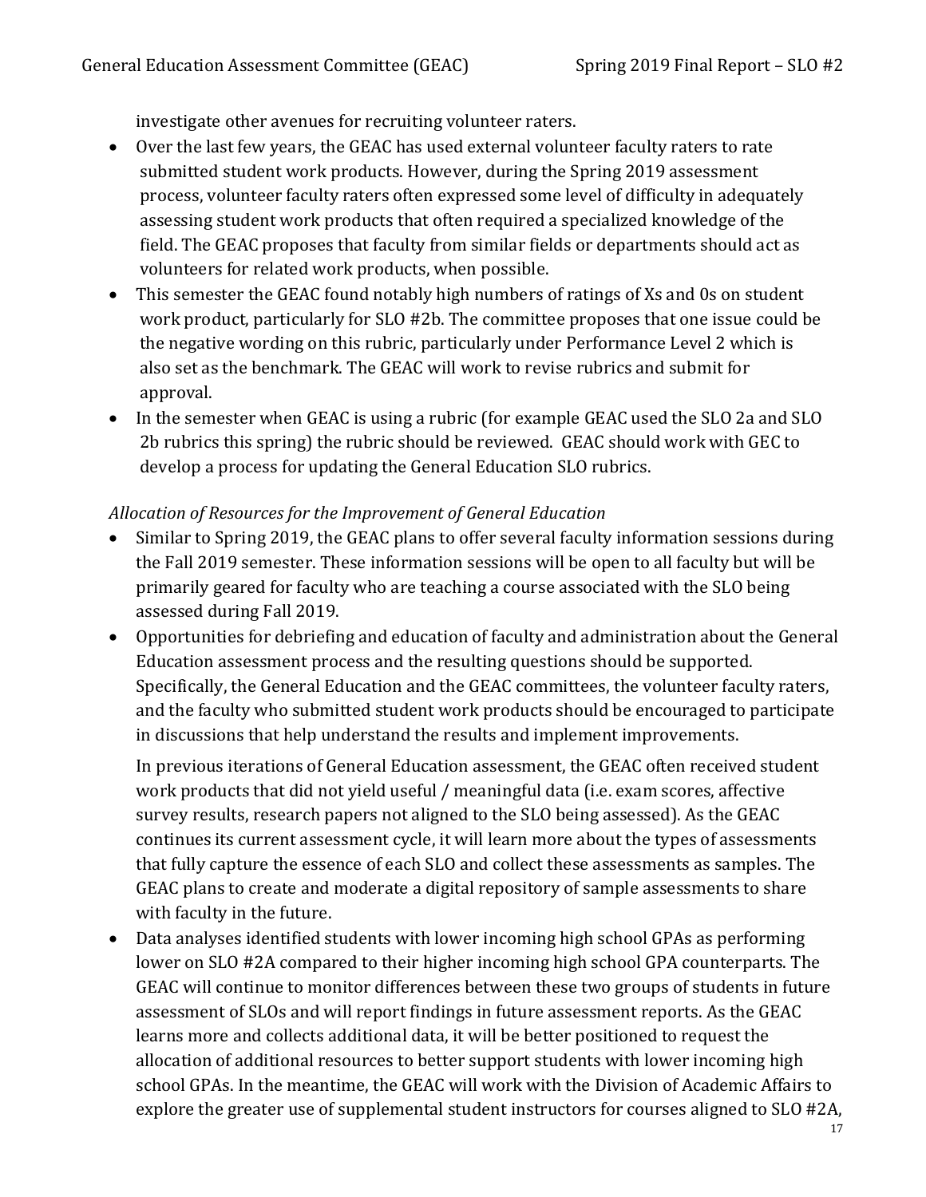investigate other avenues for recruiting volunteer raters.

- Over the last few years, the GEAC has used external volunteer faculty raters to rate submitted student work products. However, during the Spring 2019 assessment process, volunteer faculty raters often expressed some level of difficulty in adequately assessing student work products that often required a specialized knowledge of the field. The GEAC proposes that faculty from similar fields or departments should act as volunteers for related work products, when possible.
- This semester the GEAC found notably high numbers of ratings of Xs and 0s on student work product, particularly for SLO #2b. The committee proposes that one issue could be the negative wording on this rubric, particularly under Performance Level 2 which is also set as the benchmark. The GEAC will work to revise rubrics and submit for approval.
- In the semester when GEAC is using a rubric (for example GEAC used the SLO 2a and SLO 2b rubrics this spring) the rubric should be reviewed. GEAC should work with GEC to develop a process for updating the General Education SLO rubrics.

*Allocation of Resources for the Improvement of General Education*

- Similar to Spring 2019, the GEAC plans to offer several faculty information sessions during the Fall 2019 semester. These information sessions will be open to all faculty but will be primarily geared for faculty who are teaching a course associated with the SLO being assessed during Fall 2019.
- Opportunities for debriefing and education of faculty and administration about the General Education assessment process and the resulting questions should be supported. Specifically, the General Education and the GEAC committees, the volunteer faculty raters, and the faculty who submitted student work products should be encouraged to participate in discussions that help understand the results and implement improvements.

  In previous iterations of General Education assessment, the GEAC often received student work products that did not yield useful / meaningful data (i.e. exam scores, affective survey results, research papers not aligned to the SLO being assessed). As the GEAC continues its current assessment cycle, it will learn more about the types of assessments that fully capture the essence of each SLO and collect these assessments as samples. The GEAC plans to create and moderate a digital repository of sample assessments to share with faculty in the future.
- Data analyses identified students with lower incoming high school GPAs as performing lower on SLO #2A compared to their higher incoming high school GPA counterparts. The GEAC will continue to monitor differences between these two groups of students in future assessment of SLOs and will report findings in future assessment reports. As the GEAC learns more and collects additional data, it will be better positioned to request the allocation of additional resources to better support students with lower incoming high school GPAs. In the meantime, the GEAC will work with the Division of Academic Affairs to explore the greater use of supplemental student instructors for courses aligned to SLO #2A,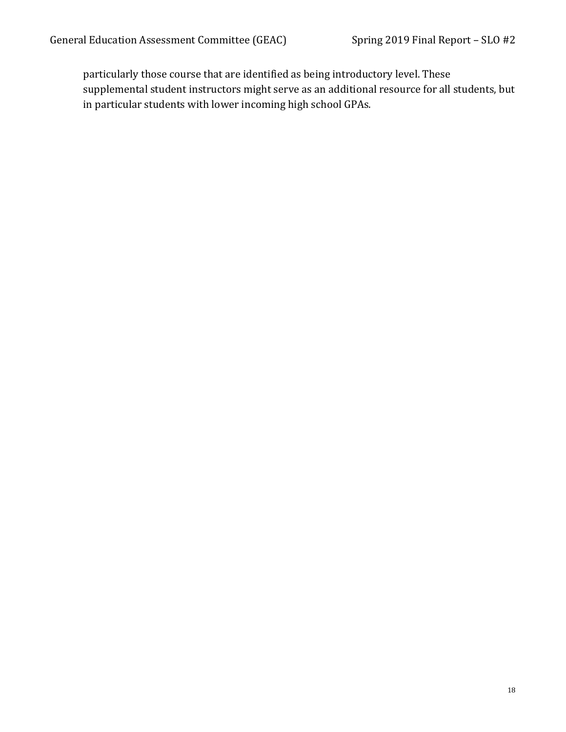particularly those course that are identified as being introductory level. These supplemental student instructors might serve as an additional resource for all students, but in particular students with lower incoming high school GPAs.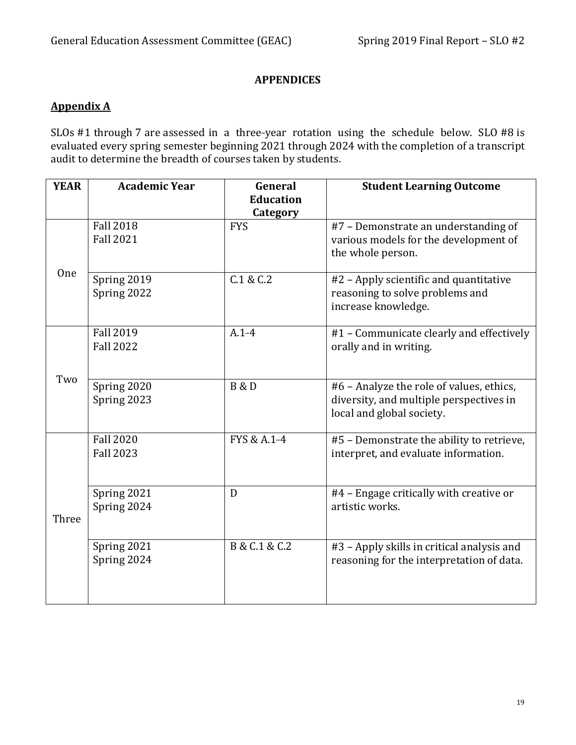# APPENDICES

## Appendix A

SLOs #1 through 7 are assessed in a three-year rotation using the schedule below. SLO #8 is evaluated every spring semester beginning 2021 through 2024 with the completion of a transcript audit to determine the breadth of courses taken by students.

| YEAR | Academic Year | General Education Category | Student Learning Outcome |
|---|---|---|---|
| One | Fall 2018<br>Fall 2021 | FYS | #7 – Demonstrate an understanding of various models for the development of the whole person. |
| | Spring 2019<br>Spring 2022 | C.1 & C.2 | #2 – Apply scientific and quantitative reasoning to solve problems and increase knowledge. |
| Two | Fall 2019<br>Fall 2022 | A.1-4 | #1 – Communicate clearly and effectively orally and in writing. |
| | Spring 2020<br>Spring 2023 | B & D | #6 – Analyze the role of values, ethics, diversity, and multiple perspectives in local and global society. |
| Three | Fall 2020<br>Fall 2023 | FYS & A.1-4 | #5 – Demonstrate the ability to retrieve, interpret, and evaluate information. |
| | Spring 2021<br>Spring 2024 | D | #4 – Engage critically with creative or artistic works. |
| | Spring 2021<br>Spring 2024 | B & C.1 & C.2 | #3 – Apply skills in critical analysis and reasoning for the interpretation of data. |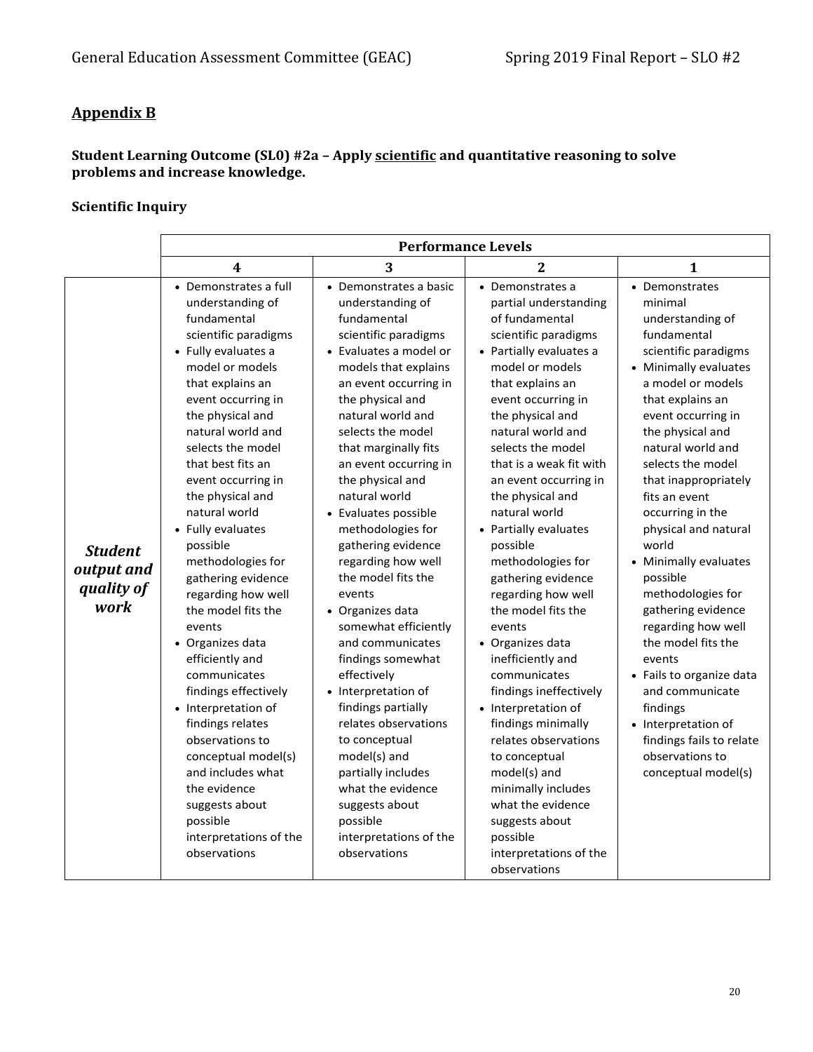## Appendix B

**Student Learning Outcome (SL0) #2a – Apply scientific and quantitative reasoning to solve problems and increase knowledge.**

**Scientific Inquiry**

| | Performance Levels | | | |
|---|---|---|---|---|
| | **4** | **3** | **2** | **1** |
| ***Student output and quality of work*** | • Demonstrates a full understanding of fundamental scientific paradigms<br>• Fully evaluates a model or models that explains an event occurring in the physical and natural world and selects the model that best fits an event occurring in the physical and natural world<br>• Fully evaluates possible methodologies for gathering evidence regarding how well the model fits the events<br>• Organizes data efficiently and communicates findings effectively<br>• Interpretation of findings relates observations to conceptual model(s) and includes what the evidence suggests about possible interpretations of the observations | • Demonstrates a basic understanding of fundamental scientific paradigms<br>• Evaluates a model or models that explains an event occurring in the physical and natural world and selects the model that marginally fits an event occurring in the physical and natural world<br>• Evaluates possible methodologies for gathering evidence regarding how well the model fits the events<br>• Organizes data somewhat efficiently and communicates findings somewhat effectively<br>• Interpretation of findings partially relates observations to conceptual model(s) and partially includes what the evidence suggests about possible interpretations of the observations | • Demonstrates a partial understanding of fundamental scientific paradigms<br>• Partially evaluates a model or models that explains an event occurring in the physical and natural world and selects the model that is a weak fit with an event occurring in the physical and natural world<br>• Partially evaluates possible methodologies for gathering evidence regarding how well the model fits the events<br>• Organizes data inefficiently and communicates findings ineffectively<br>• Interpretation of findings minimally relates observations to conceptual model(s) and minimally includes what the evidence suggests about possible interpretations of the observations | • Demonstrates minimal understanding of fundamental scientific paradigms<br>• Minimally evaluates a model or models that explains an event occurring in the physical and natural world and selects the model that inappropriately fits an event occurring in the physical and natural world<br>• Minimally evaluates possible methodologies for gathering evidence regarding how well the model fits the events<br>• Fails to organize data and communicate findings<br>• Interpretation of findings fails to relate observations to conceptual model(s) |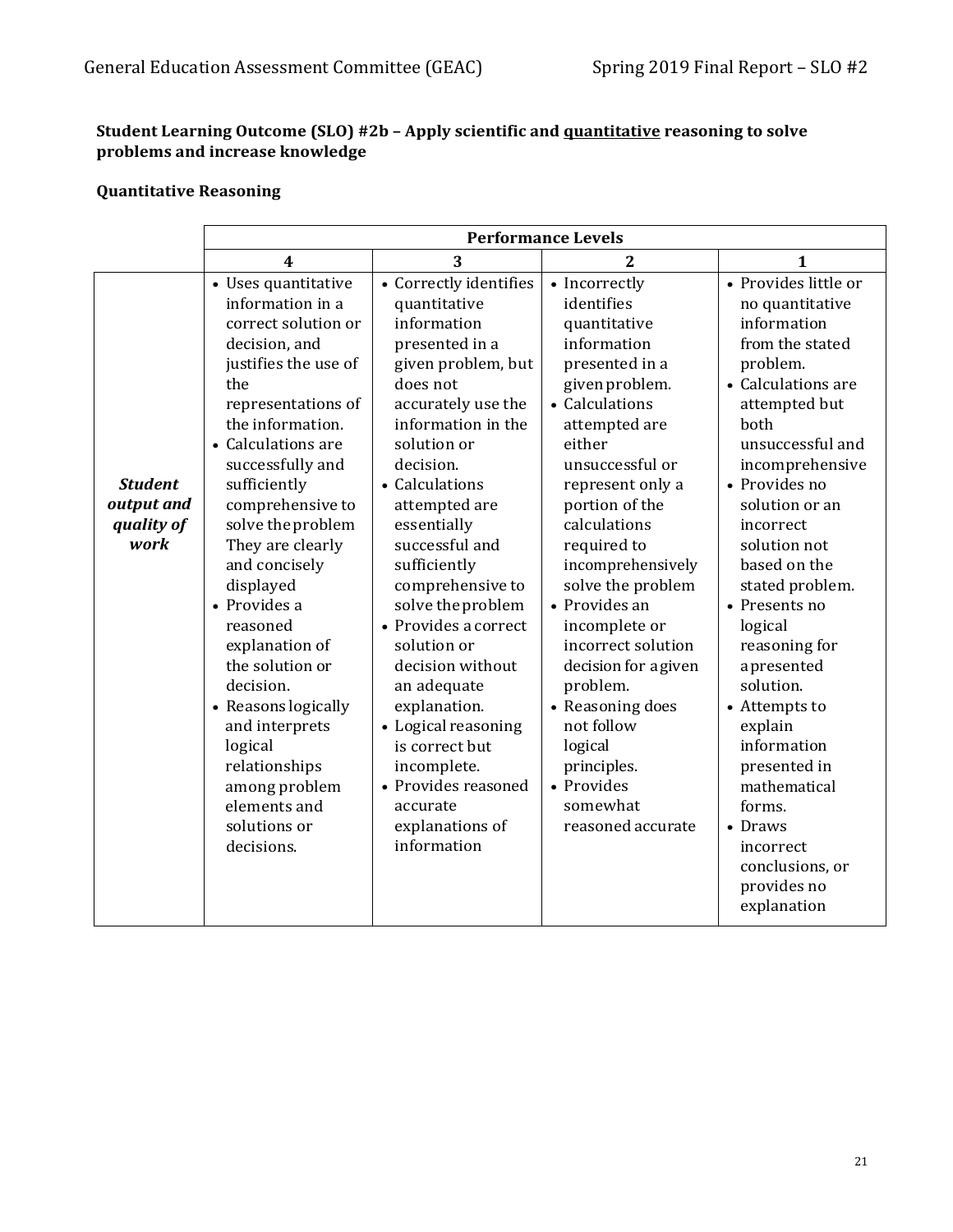**Student Learning Outcome (SLO) #2b – Apply scientific and quantitative reasoning to solve problems and increase knowledge**

**Quantitative Reasoning**

| | Performance Levels | | | |
|---|---|---|---|---|
| | **4** | **3** | **2** | **1** |
| ***Student output and quality of work*** | • Uses quantitative information in a correct solution or decision, and justifies the use of the representations of the information. <br>• Calculations are successfully and sufficiently comprehensive to solve the problem They are clearly and concisely displayed <br>• Provides a reasoned explanation of the solution or decision. <br>• Reasons logically and interprets logical relationships among problem elements and solutions or decisions. | • Correctly identifies quantitative information presented in a given problem, but does not accurately use the information in the solution or decision. <br>• Calculations attempted are essentially successful and sufficiently comprehensive to solve the problem <br>• Provides a correct solution or decision without an adequate explanation. <br>• Logical reasoning is correct but incomplete. <br>• Provides reasoned accurate explanations of information | • Incorrectly identifies quantitative information presented in a given problem. <br>• Calculations attempted are either unsuccessful or represent only a portion of the calculations required to incomprehensively solve the problem <br>• Provides an incomplete or incorrect solution decision for a given problem. <br>• Reasoning does not follow logical principles. <br>• Provides somewhat reasoned accurate | • Provides little or no quantitative information from the stated problem. <br>• Calculations are attempted but both unsuccessful and incomprehensive <br>• Provides no solution or an incorrect solution not based on the stated problem. <br>• Presents no logical reasoning for a presented solution. <br>• Attempts to explain information presented in mathematical forms. <br>• Draws incorrect conclusions, or provides no explanation |